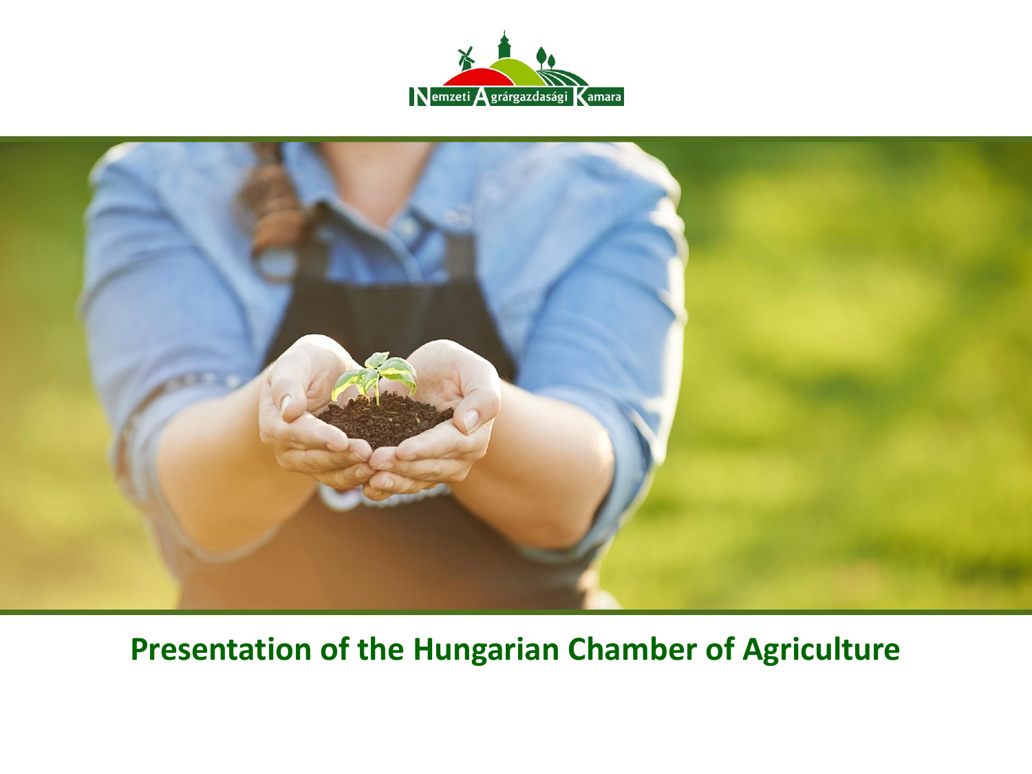Nemzeti Agrárgazdasági Kamara

# Presentation of the Hungarian Chamber of Agriculture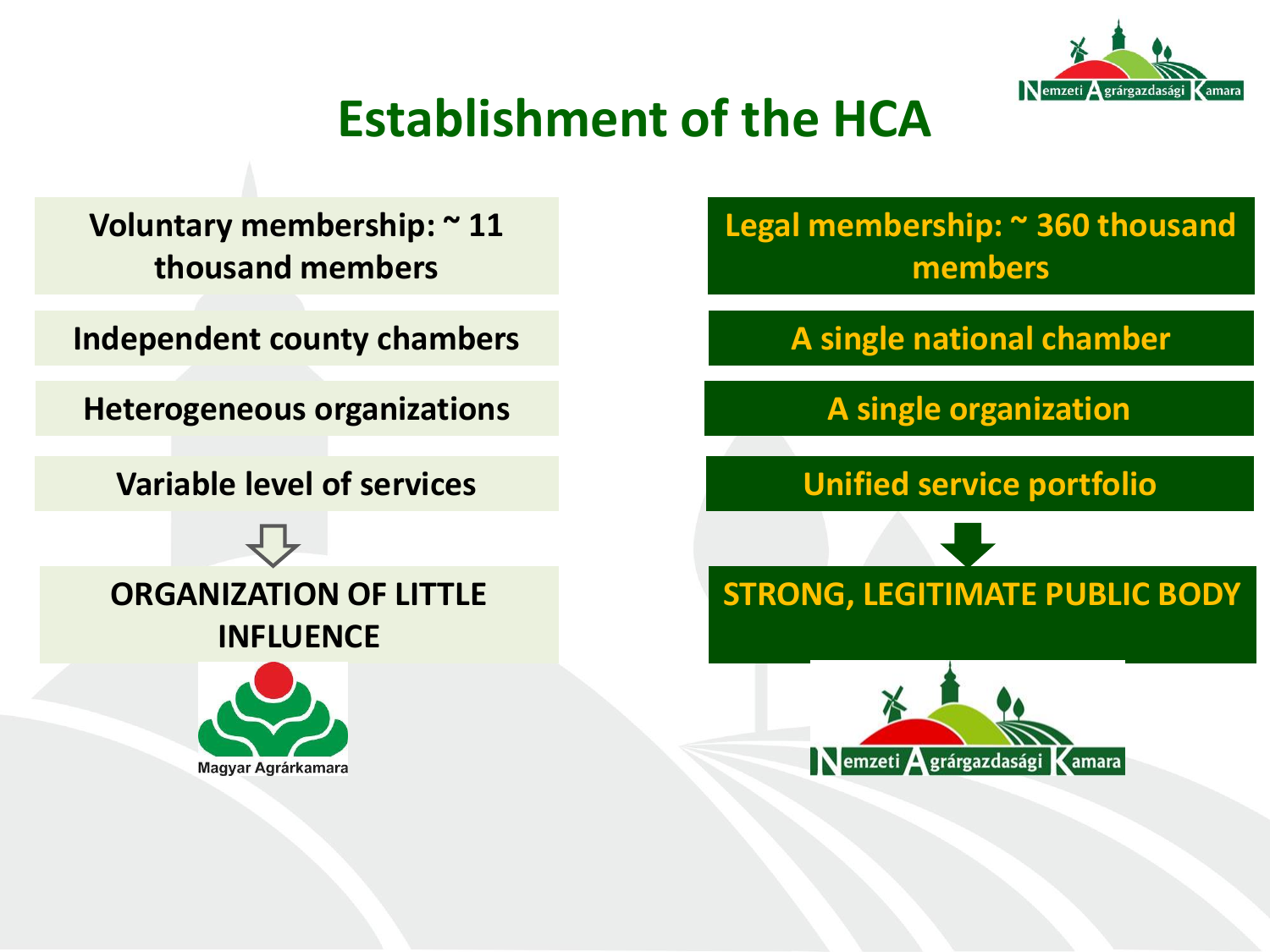# Establishment of the HCA

| Before | After |
| --- | --- |
| Voluntary membership: ~ 11 thousand members | Legal membership: ~ 360 thousand members |
| Independent county chambers | A single national chamber |
| Heterogeneous organizations | A single organization |
| Variable level of services | Unified service portfolio |
| ⇩ | ⬇ |
| ORGANIZATION OF LITTLE INFLUENCE | STRONG, LEGITIMATE PUBLIC BODY |

Magyar Agrárkamara

Nemzeti Agrárgazdasági Kamara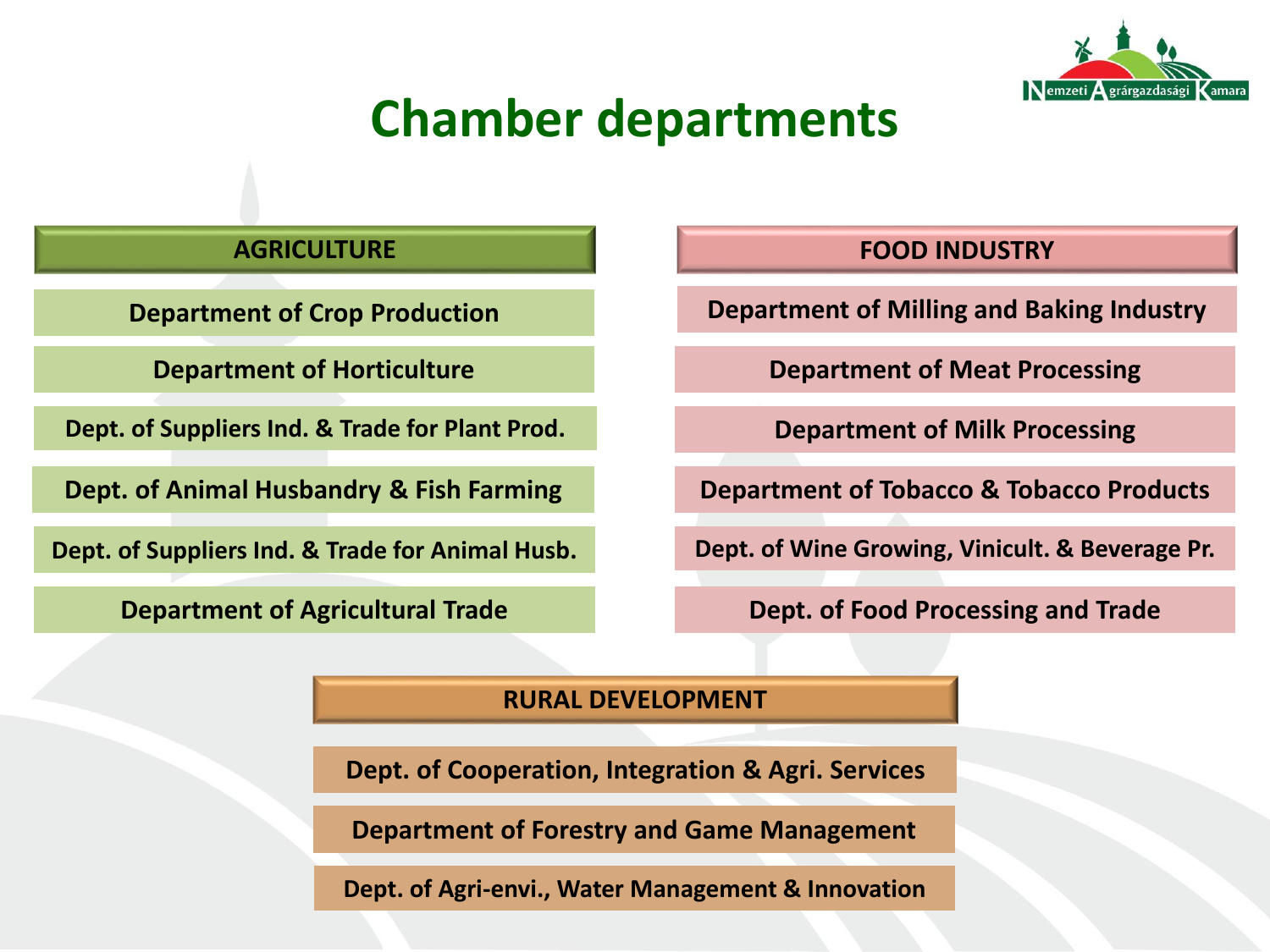# Chamber departments

## AGRICULTURE

- Department of Crop Production
- Department of Horticulture
- Dept. of Suppliers Ind. & Trade for Plant Prod.
- Dept. of Animal Husbandry & Fish Farming
- Dept. of Suppliers Ind. & Trade for Animal Husb.
- Department of Agricultural Trade

## FOOD INDUSTRY

- Department of Milling and Baking Industry
- Department of Meat Processing
- Department of Milk Processing
- Department of Tobacco & Tobacco Products
- Dept. of Wine Growing, Vinicult. & Beverage Pr.
- Dept. of Food Processing and Trade

## RURAL DEVELOPMENT

- Dept. of Cooperation, Integration & Agri. Services
- Department of Forestry and Game Management
- Dept. of Agri-envi., Water Management & Innovation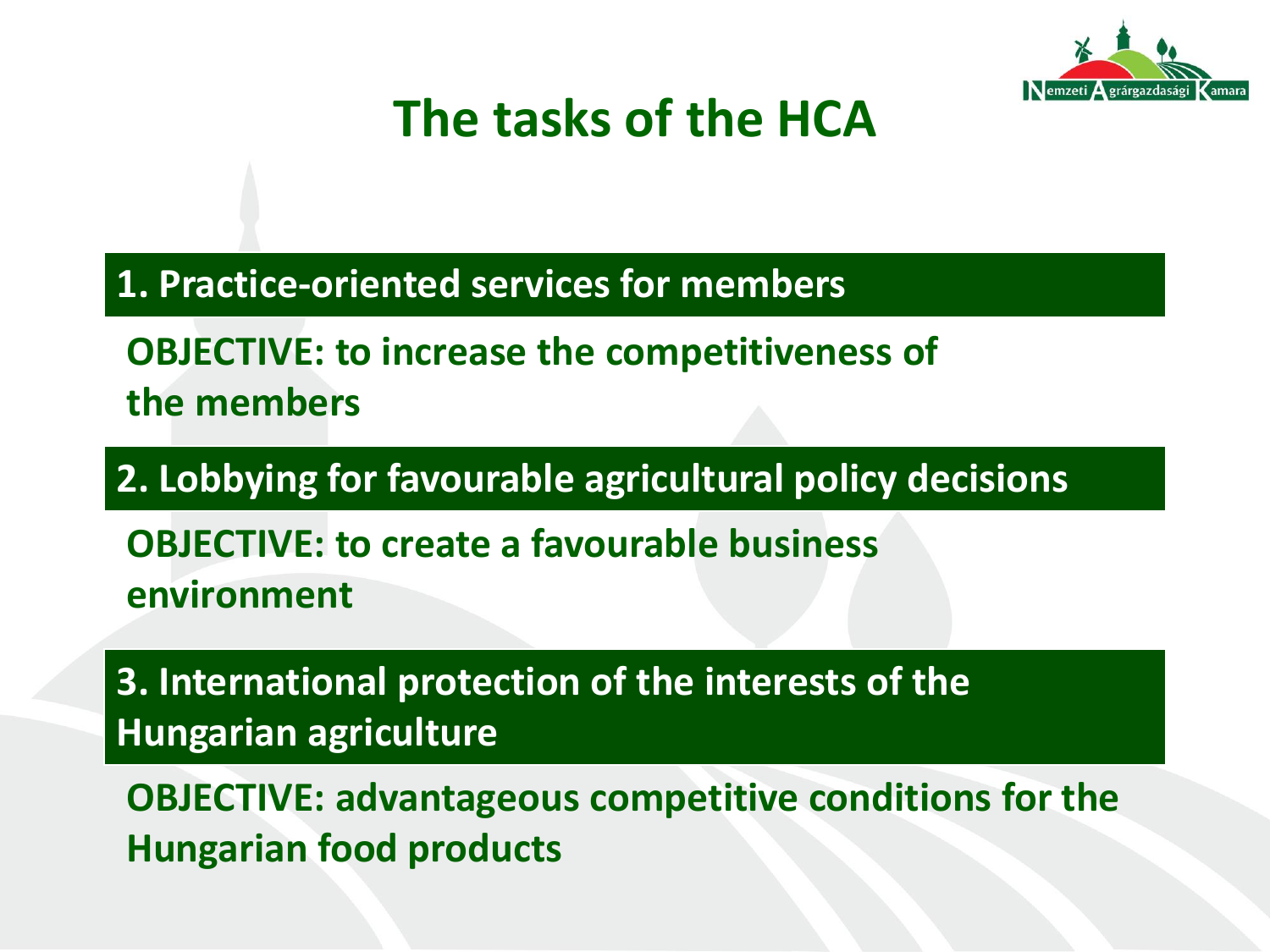# The tasks of the HCA

**1. Practice-oriented services for members**

**OBJECTIVE: to increase the competitiveness of the members**

**2. Lobbying for favourable agricultural policy decisions**

**OBJECTIVE: to create a favourable business environment**

**3. International protection of the interests of the Hungarian agriculture**

**OBJECTIVE: advantageous competitive conditions for the Hungarian food products**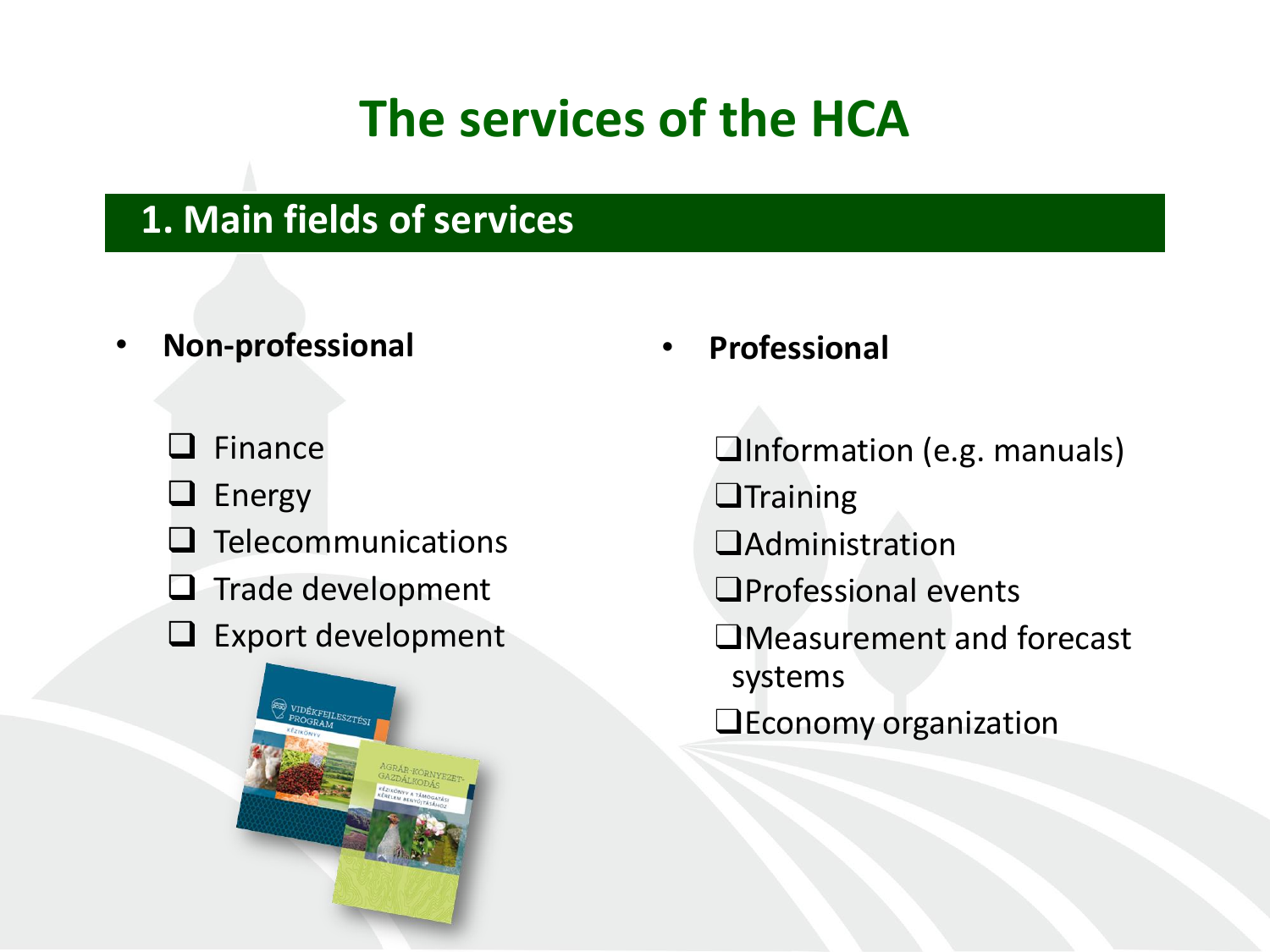# The services of the HCA

## 1. Main fields of services

- **Non-professional**
  - Finance
  - Energy
  - Telecommunications
  - Trade development
  - Export development

- **Professional**
  - Information (e.g. manuals)
  - Training
  - Administration
  - Professional events
  - Measurement and forecast systems
  - Economy organization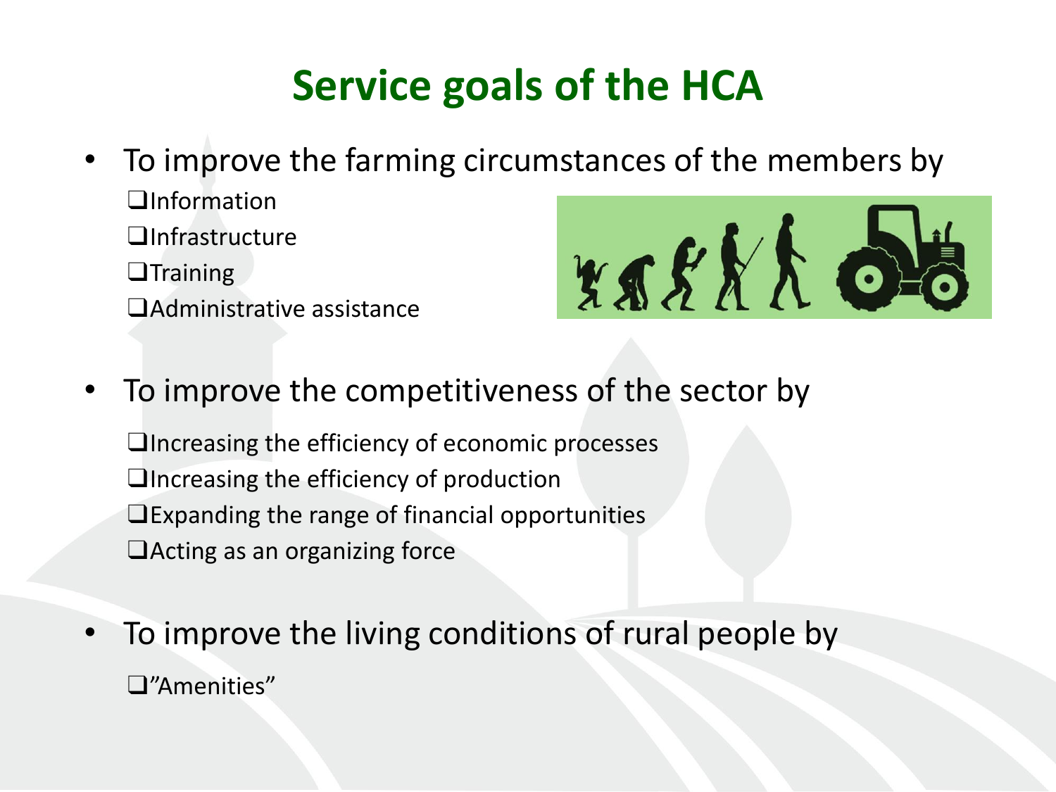# Service goals of the HCA

- To improve the farming circumstances of the members by
  - ❑Information
  - ❑Infrastructure
  - ❑Training
  - ❑Administrative assistance

- To improve the competitiveness of the sector by
  - ❑Increasing the efficiency of economic processes
  - ❑Increasing the efficiency of production
  - ❑Expanding the range of financial opportunities
  - ❑Acting as an organizing force

- To improve the living conditions of rural people by
  - ❑"Amenities"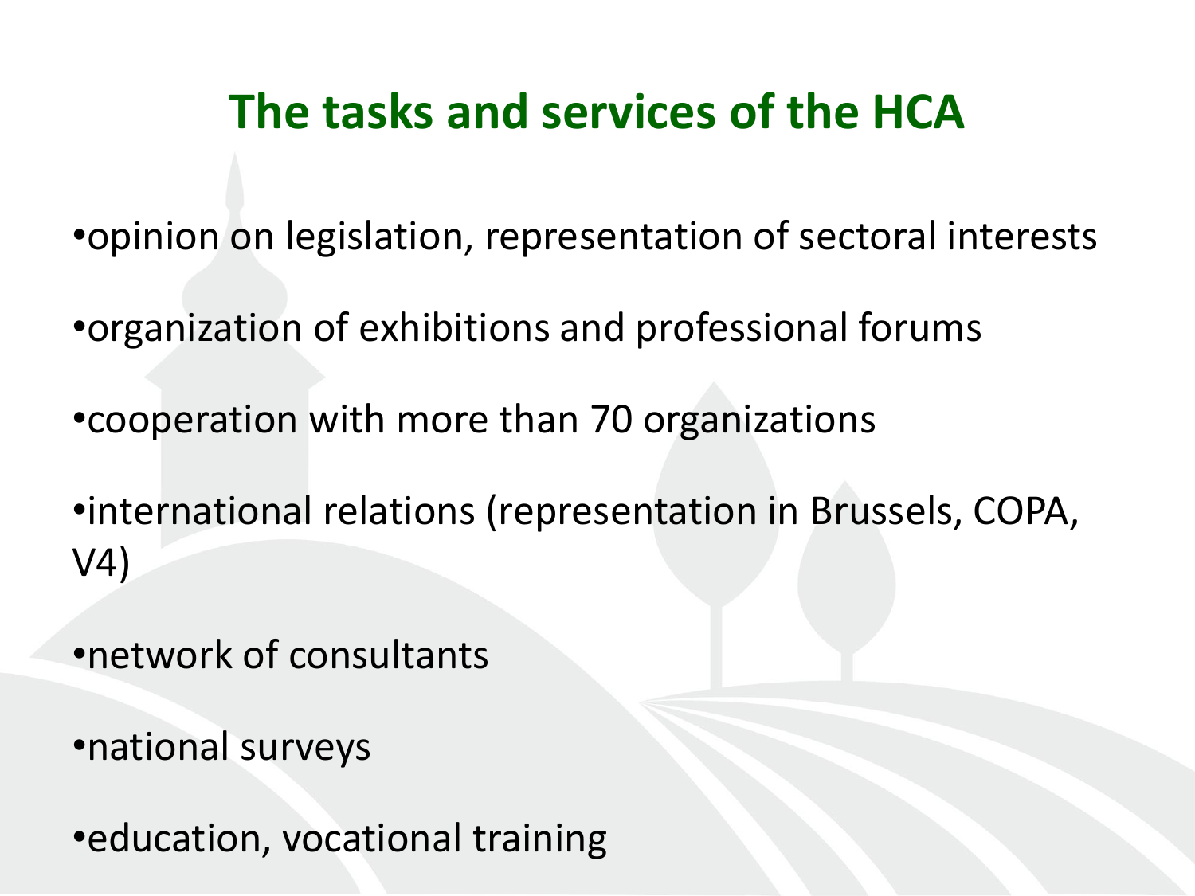# The tasks and services of the HCA

- opinion on legislation, representation of sectoral interests
- organization of exhibitions and professional forums
- cooperation with more than 70 organizations
- international relations (representation in Brussels, COPA, V4)
- network of consultants
- national surveys
- education, vocational training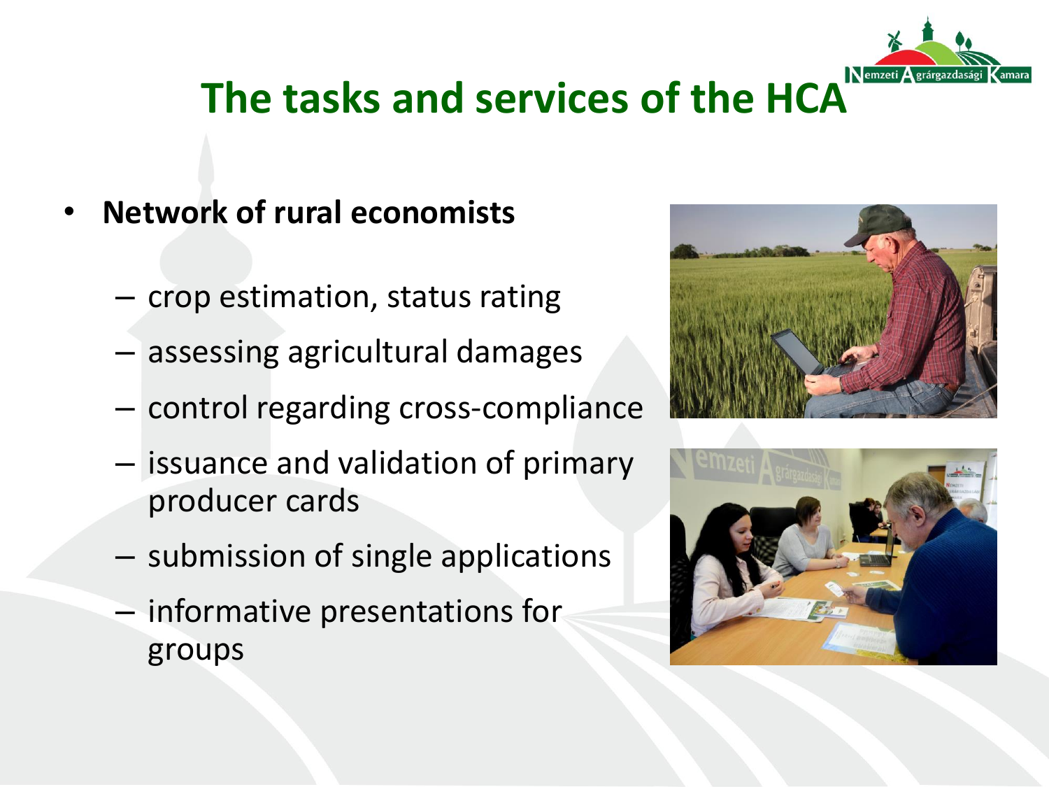# The tasks and services of the HCA

- **Network of rural economists**
  - crop estimation, status rating
  - assessing agricultural damages
  - control regarding cross-compliance
  - issuance and validation of primary producer cards
  - submission of single applications
  - informative presentations for groups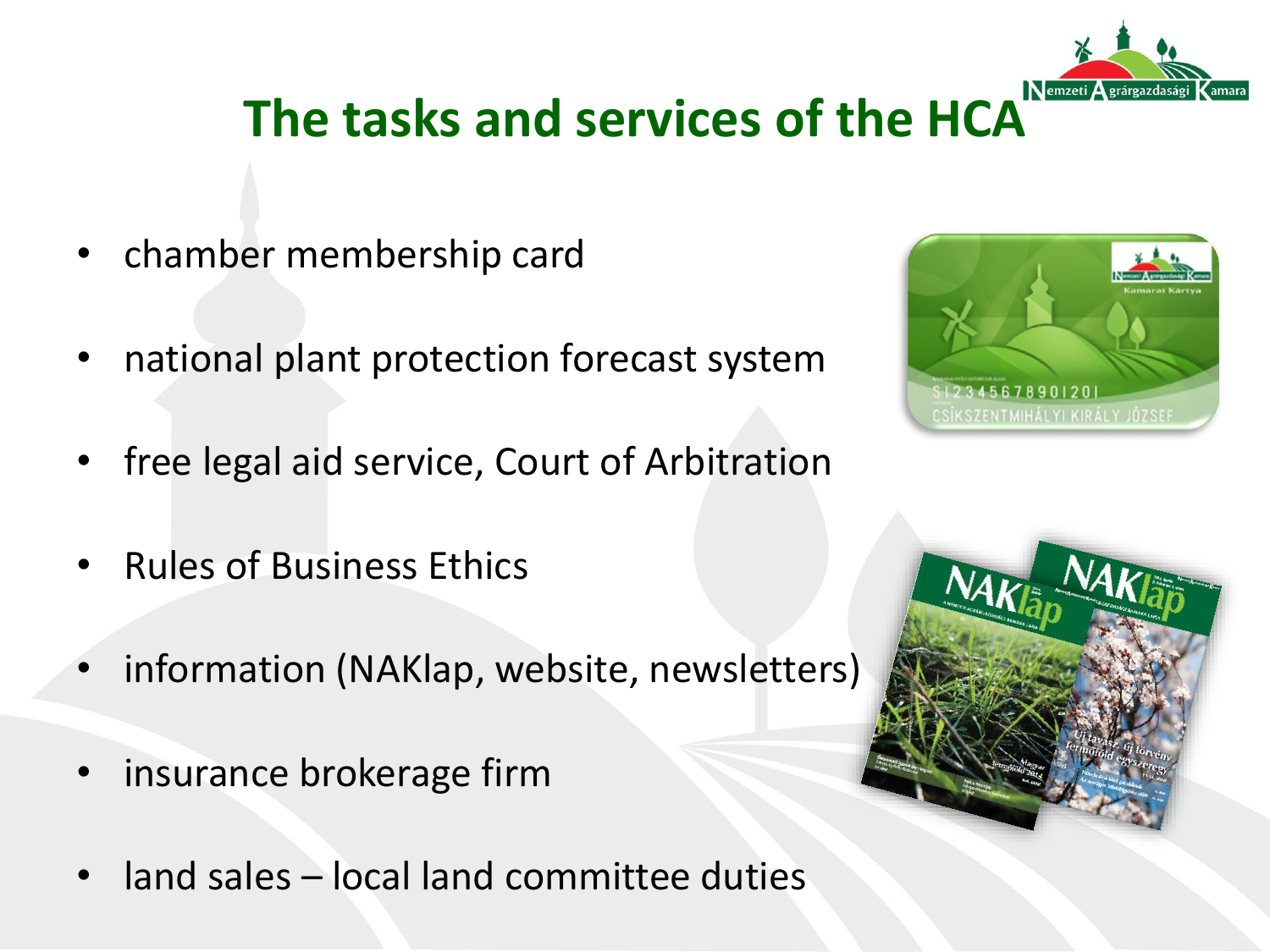# The tasks and services of the HCA

- chamber membership card
- national plant protection forecast system
- free legal aid service, Court of Arbitration
- Rules of Business Ethics
- information (NAKlap, website, newsletters)
- insurance brokerage firm
- land sales – local land committee duties